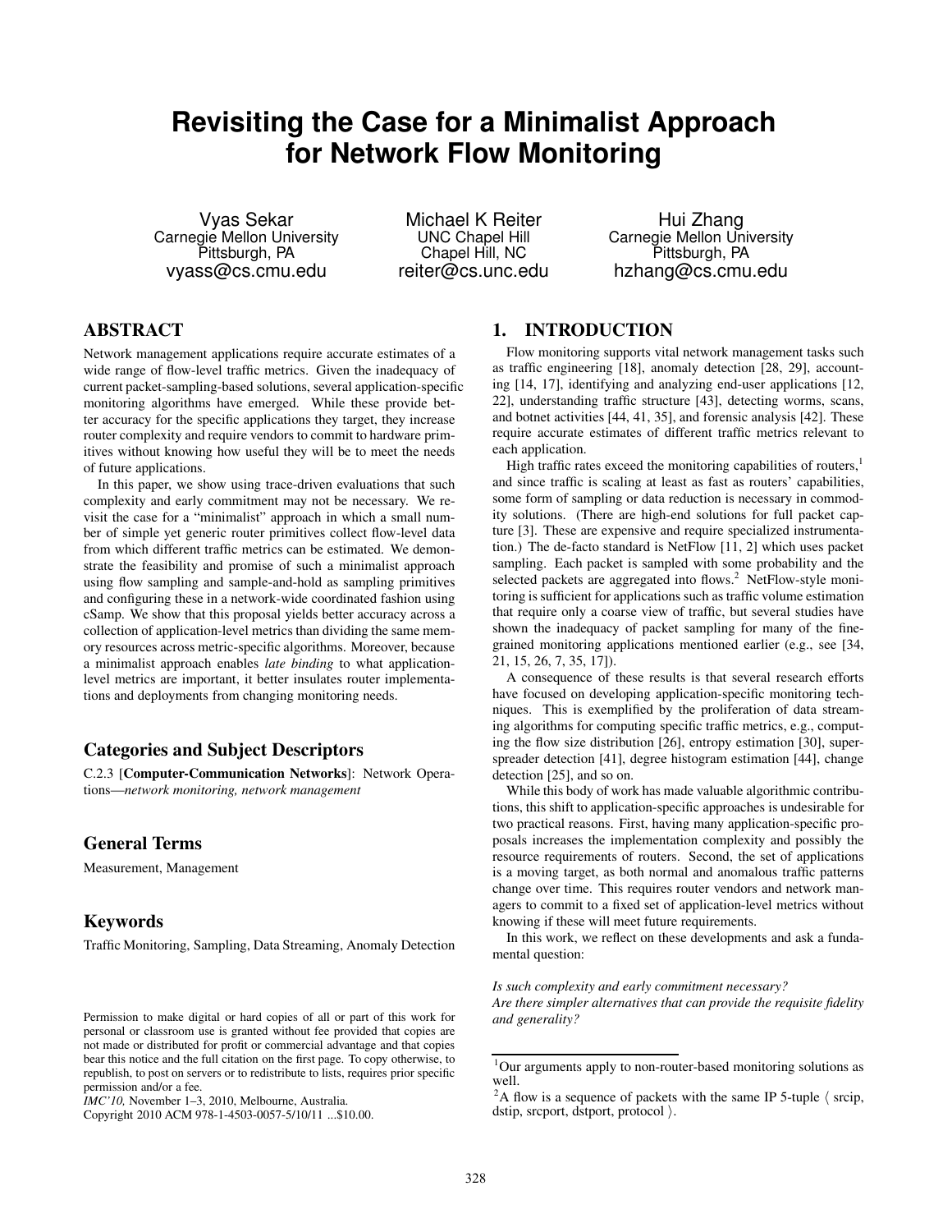# Revisiting the Case for a Minimalist Approach for Network Flow Monitoring

Vyas Sekar
Carnegie Mellon University
Pittsburgh, PA
vyass@cs.cmu.edu

Michael K Reiter
UNC Chapel Hill
Chapel Hill, NC
reiter@cs.unc.edu

Hui Zhang
Carnegie Mellon University
Pittsburgh, PA
hzhang@cs.cmu.edu

## ABSTRACT

Network management applications require accurate estimates of a wide range of flow-level traffic metrics. Given the inadequacy of current packet-sampling-based solutions, several application-specific monitoring algorithms have emerged. While these provide better accuracy for the specific applications they target, they increase router complexity and require vendors to commit to hardware primitives without knowing how useful they will be to meet the needs of future applications.

In this paper, we show using trace-driven evaluations that such complexity and early commitment may not be necessary. We revisit the case for a "minimalist" approach in which a small number of simple yet generic router primitives collect flow-level data from which different traffic metrics can be estimated. We demonstrate the feasibility and promise of such a minimalist approach using flow sampling and sample-and-hold as sampling primitives and configuring these in a network-wide coordinated fashion using cSamp. We show that this proposal yields better accuracy across a collection of application-level metrics than dividing the same memory resources across metric-specific algorithms. Moreover, because a minimalist approach enables *late binding* to what application-level metrics are important, it better insulates router implementations and deployments from changing monitoring needs.

## Categories and Subject Descriptors

C.2.3 [**Computer-Communication Networks**]: Network Operations—*network monitoring, network management*

## General Terms

Measurement, Management

## Keywords

Traffic Monitoring, Sampling, Data Streaming, Anomaly Detection

Permission to make digital or hard copies of all or part of this work for personal or classroom use is granted without fee provided that copies are not made or distributed for profit or commercial advantage and that copies bear this notice and the full citation on the first page. To copy otherwise, to republish, to post on servers or to redistribute to lists, requires prior specific permission and/or a fee.
*IMC'10,* November 1–3, 2010, Melbourne, Australia.
Copyright 2010 ACM 978-1-4503-0057-5/10/11 ...$10.00.

## 1. INTRODUCTION

Flow monitoring supports vital network management tasks such as traffic engineering [18], anomaly detection [28, 29], accounting [14, 17], identifying and analyzing end-user applications [12, 22], understanding traffic structure [43], detecting worms, scans, and botnet activities [44, 41, 35], and forensic analysis [42]. These require accurate estimates of different traffic metrics relevant to each application.

High traffic rates exceed the monitoring capabilities of routers,[1] and since traffic is scaling at least as fast as routers' capabilities, some form of sampling or data reduction is necessary in commodity solutions. (There are high-end solutions for full packet capture [3]. These are expensive and require specialized instrumentation.) The de-facto standard is NetFlow [11, 2] which uses packet sampling. Each packet is sampled with some probability and the selected packets are aggregated into flows.[2] NetFlow-style monitoring is sufficient for applications such as traffic volume estimation that require only a coarse view of traffic, but several studies have shown the inadequacy of packet sampling for many of the fine-grained monitoring applications mentioned earlier (e.g., see [34, 21, 15, 26, 7, 35, 17]).

A consequence of these results is that several research efforts have focused on developing application-specific monitoring techniques. This is exemplified by the proliferation of data streaming algorithms for computing specific traffic metrics, e.g., computing the flow size distribution [26], entropy estimation [30], superspreader detection [41], degree histogram estimation [44], change detection [25], and so on.

While this body of work has made valuable algorithmic contributions, this shift to application-specific approaches is undesirable for two practical reasons. First, having many application-specific proposals increases the implementation complexity and possibly the resource requirements of routers. Second, the set of applications is a moving target, as both normal and anomalous traffic patterns change over time. This requires router vendors and network managers to commit to a fixed set of application-level metrics without knowing if these will meet future requirements.

In this work, we reflect on these developments and ask a fundamental question:

*Is such complexity and early commitment necessary?*
*Are there simpler alternatives that can provide the requisite fidelity and generality?*

[1]Our arguments apply to non-router-based monitoring solutions as well.

[2]A flow is a sequence of packets with the same IP 5-tuple ⟨ srcip, dstip, srcport, dstport, protocol ⟩.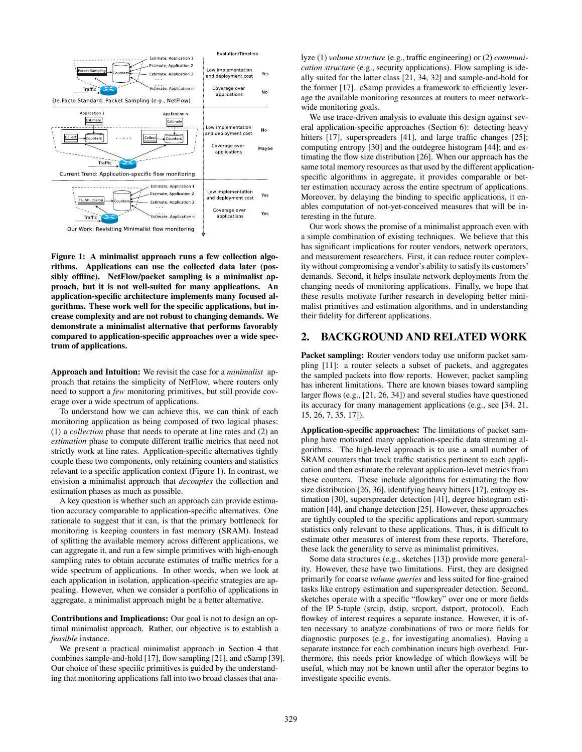**Figure 1: A minimalist approach runs a few collection algorithms. Applications can use the collected data later (possibly offline). NetFlow/packet sampling is a minimalist approach, but it is not well-suited for many applications. An application-specific architecture implements many focused algorithms. These work well for the specific applications, but increase complexity and are not robust to changing demands. We demonstrate a minimalist alternative that performs favorably compared to application-specific approaches over a wide spectrum of applications.**

**Approach and Intuition:** We revisit the case for a *minimalist* approach that retains the simplicity of NetFlow, where routers only need to support a *few* monitoring primitives, but still provide coverage over a wide spectrum of applications.

To understand how we can achieve this, we can think of each monitoring application as being composed of two logical phases: (1) a *collection* phase that needs to operate at line rates and (2) an *estimation* phase to compute different traffic metrics that need not strictly work at line rates. Application-specific alternatives tightly couple these two components, only retaining counters and statistics relevant to a specific application context (Figure 1). In contrast, we envision a minimalist approach that *decouples* the collection and estimation phases as much as possible.

A key question is whether such an approach can provide estimation accuracy comparable to application-specific alternatives. One rationale to suggest that it can, is that the primary bottleneck for monitoring is keeping counters in fast memory (SRAM). Instead of splitting the available memory across different applications, we can aggregate it, and run a few simple primitives with high-enough sampling rates to obtain accurate estimates of traffic metrics for a wide spectrum of applications. In other words, when we look at each application in isolation, application-specific strategies are appealing. However, when we consider a portfolio of applications in aggregate, a minimalist approach might be a better alternative.

**Contributions and Implications:** Our goal is not to design an optimal minimalist approach. Rather, our objective is to establish a *feasible* instance.

We present a practical minimalist approach in Section 4 that combines sample-and-hold [17], flow sampling [21], and cSamp [39]. Our choice of these specific primitives is guided by the understanding that monitoring applications fall into two broad classes that analyze (1) *volume structure* (e.g., traffic engineering) or (2) *communication structure* (e.g., security applications). Flow sampling is ideally suited for the latter class [21, 34, 32] and sample-and-hold for the former [17]. cSamp provides a framework to efficiently leverage the available monitoring resources at routers to meet network-wide monitoring goals.

We use trace-driven analysis to evaluate this design against several application-specific approaches (Section 6): detecting heavy hitters [17], superspreaders [41], and large traffic changes [25]; computing entropy [30] and the outdegree histogram [44]; and estimating the flow size distribution [26]. When our approach has the same total memory resources as that used by the different application-specific algorithms in aggregate, it provides comparable or better estimation accuracy across the entire spectrum of applications. Moreover, by delaying the binding to specific applications, it enables computation of not-yet-conceived measures that will be interesting in the future.

Our work shows the promise of a minimalist approach even with a simple combination of existing techniques. We believe that this has significant implications for router vendors, network operators, and measurement researchers. First, it can reduce router complexity without compromising a vendor's ability to satisfy its customers' demands. Second, it helps insulate network deployments from the changing needs of monitoring applications. Finally, we hope that these results motivate further research in developing better minimalist primitives and estimation algorithms, and in understanding their fidelity for different applications.

## 2. BACKGROUND AND RELATED WORK

**Packet sampling:** Router vendors today use uniform packet sampling [11]: a router selects a subset of packets, and aggregates the sampled packets into flow reports. However, packet sampling has inherent limitations. There are known biases toward sampling larger flows (e.g., [21, 26, 34]) and several studies have questioned its accuracy for many management applications (e.g., see [34, 21, 15, 26, 7, 35, 17]).

**Application-specific approaches:** The limitations of packet sampling have motivated many application-specific data streaming algorithms. The high-level approach is to use a small number of SRAM counters that track traffic statistics pertinent to each application and then estimate the relevant application-level metrics from these counters. These include algorithms for estimating the flow size distribution [26, 36], identifying heavy hitters [17], entropy estimation [30], superspreader detection [41], degree histogram estimation [44], and change detection [25]. However, these approaches are tightly coupled to the specific applications and report summary statistics only relevant to these applications. Thus, it is difficult to estimate other measures of interest from these reports. Therefore, these lack the generality to serve as minimalist primitives.

Some data structures (e.g., sketches [13]) provide more generality. However, these have two limitations. First, they are designed primarily for coarse *volume queries* and less suited for fine-grained tasks like entropy estimation and superspreader detection. Second, sketches operate with a specific "flowkey" over one or more fields of the IP 5-tuple (srcip, dstip, srcport, dstport, protocol). Each flowkey of interest requires a separate instance. However, it is often necessary to analyze combinations of two or more fields for diagnostic purposes (e.g., for investigating anomalies). Having a separate instance for each combination incurs high overhead. Furthermore, this needs prior knowledge of which flowkeys will be useful, which may not be known until after the operator begins to investigate specific events.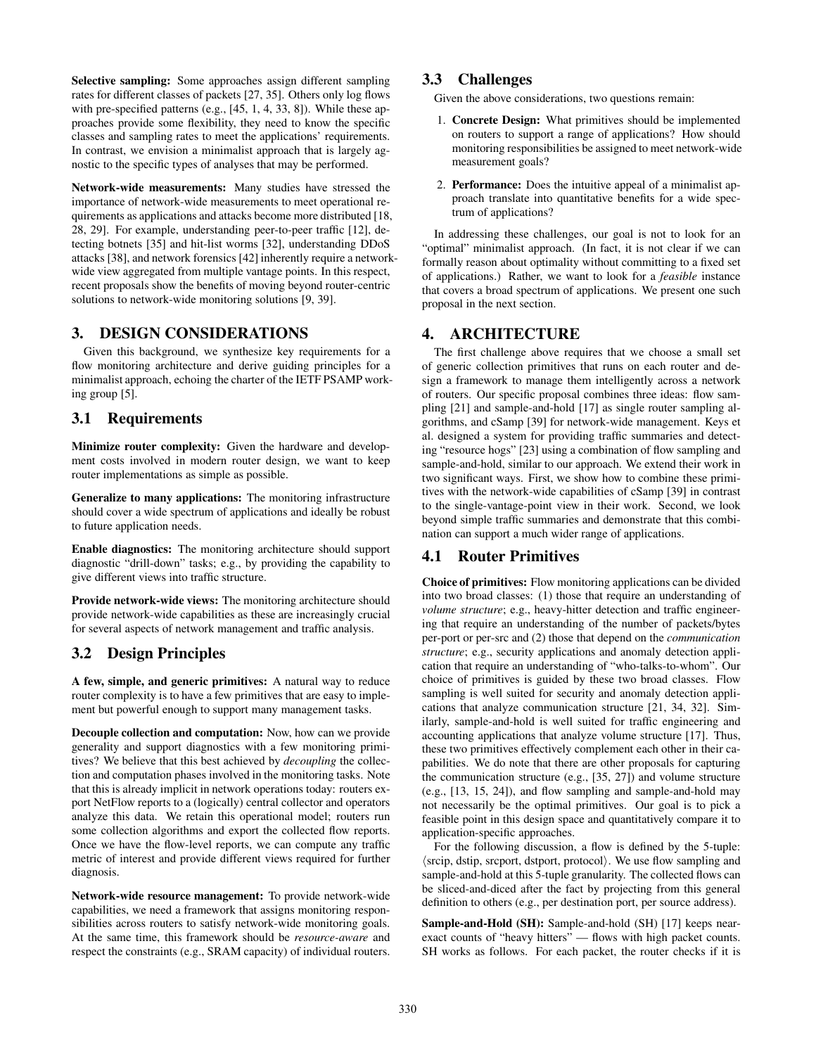**Selective sampling:** Some approaches assign different sampling rates for different classes of packets [27, 35]. Others only log flows with pre-specified patterns (e.g., [45, 1, 4, 33, 8]). While these approaches provide some flexibility, they need to know the specific classes and sampling rates to meet the applications' requirements. In contrast, we envision a minimalist approach that is largely agnostic to the specific types of analyses that may be performed.

**Network-wide measurements:** Many studies have stressed the importance of network-wide measurements to meet operational requirements as applications and attacks become more distributed [18, 28, 29]. For example, understanding peer-to-peer traffic [12], detecting botnets [35] and hit-list worms [32], understanding DDoS attacks [38], and network forensics [42] inherently require a network-wide view aggregated from multiple vantage points. In this respect, recent proposals show the benefits of moving beyond router-centric solutions to network-wide monitoring solutions [9, 39].

## 3. DESIGN CONSIDERATIONS

Given this background, we synthesize key requirements for a flow monitoring architecture and derive guiding principles for a minimalist approach, echoing the charter of the IETF PSAMP working group [5].

### 3.1 Requirements

**Minimize router complexity:** Given the hardware and development costs involved in modern router design, we want to keep router implementations as simple as possible.

**Generalize to many applications:** The monitoring infrastructure should cover a wide spectrum of applications and ideally be robust to future application needs.

**Enable diagnostics:** The monitoring architecture should support diagnostic "drill-down" tasks; e.g., by providing the capability to give different views into traffic structure.

**Provide network-wide views:** The monitoring architecture should provide network-wide capabilities as these are increasingly crucial for several aspects of network management and traffic analysis.

### 3.2 Design Principles

**A few, simple, and generic primitives:** A natural way to reduce router complexity is to have a few primitives that are easy to implement but powerful enough to support many management tasks.

**Decouple collection and computation:** Now, how can we provide generality and support diagnostics with a few monitoring primitives? We believe that this best achieved by *decoupling* the collection and computation phases involved in the monitoring tasks. Note that this is already implicit in network operations today: routers export NetFlow reports to a (logically) central collector and operators analyze this data. We retain this operational model; routers run some collection algorithms and export the collected flow reports. Once we have the flow-level reports, we can compute any traffic metric of interest and provide different views required for further diagnosis.

**Network-wide resource management:** To provide network-wide capabilities, we need a framework that assigns monitoring responsibilities across routers to satisfy network-wide monitoring goals. At the same time, this framework should be *resource-aware* and respect the constraints (e.g., SRAM capacity) of individual routers.

### 3.3 Challenges

Given the above considerations, two questions remain:

1. **Concrete Design:** What primitives should be implemented on routers to support a range of applications? How should monitoring responsibilities be assigned to meet network-wide measurement goals?

2. **Performance:** Does the intuitive appeal of a minimalist approach translate into quantitative benefits for a wide spectrum of applications?

In addressing these challenges, our goal is not to look for an "optimal" minimalist approach. (In fact, it is not clear if we can formally reason about optimality without committing to a fixed set of applications.) Rather, we want to look for a *feasible* instance that covers a broad spectrum of applications. We present one such proposal in the next section.

## 4. ARCHITECTURE

The first challenge above requires that we choose a small set of generic collection primitives that runs on each router and design a framework to manage them intelligently across a network of routers. Our specific proposal combines three ideas: flow sampling [21] and sample-and-hold [17] as single router sampling algorithms, and cSamp [39] for network-wide management. Keys et al. designed a system for providing traffic summaries and detecting "resource hogs" [23] using a combination of flow sampling and sample-and-hold, similar to our approach. We extend their work in two significant ways. First, we show how to combine these primitives with the network-wide capabilities of cSamp [39] in contrast to the single-vantage-point view in their work. Second, we look beyond simple traffic summaries and demonstrate that this combination can support a much wider range of applications.

### 4.1 Router Primitives

**Choice of primitives:** Flow monitoring applications can be divided into two broad classes: (1) those that require an understanding of *volume structure*; e.g., heavy-hitter detection and traffic engineering that require an understanding of the number of packets/bytes per-port or per-src and (2) those that depend on the *communication structure*; e.g., security applications and anomaly detection application that require an understanding of "who-talks-to-whom". Our choice of primitives is guided by these two broad classes. Flow sampling is well suited for security and anomaly detection applications that analyze communication structure [21, 34, 32]. Similarly, sample-and-hold is well suited for traffic engineering and accounting applications that analyze volume structure [17]. Thus, these two primitives effectively complement each other in their capabilities. We do note that there are other proposals for capturing the communication structure (e.g., [35, 27]) and volume structure (e.g., [13, 15, 24]), and flow sampling and sample-and-hold may not necessarily be the optimal primitives. Our goal is to pick a feasible point in this design space and quantitatively compare it to application-specific approaches.

For the following discussion, a flow is defined by the 5-tuple: $\langle$srcip, dstip, srcport, dstport, protocol$\rangle$. We use flow sampling and sample-and-hold at this 5-tuple granularity. The collected flows can be sliced-and-diced after the fact by projecting from this general definition to others (e.g., per destination port, per source address).

**Sample-and-Hold (SH):** Sample-and-hold (SH) [17] keeps near-exact counts of "heavy hitters" — flows with high packet counts. SH works as follows. For each packet, the router checks if it is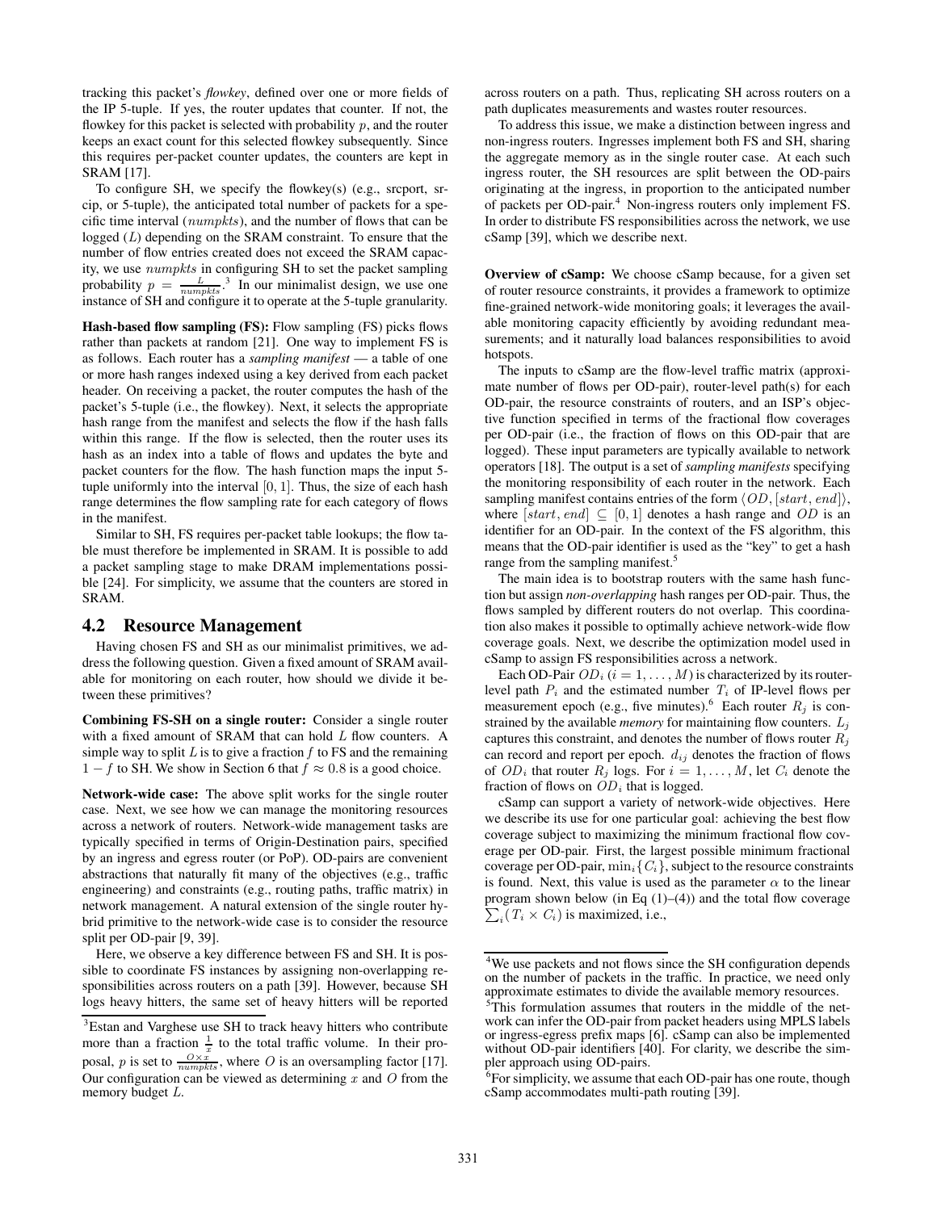tracking this packet's *flowkey*, defined over one or more fields of the IP 5-tuple. If yes, the router updates that counter. If not, the flowkey for this packet is selected with probability $p$, and the router keeps an exact count for this selected flowkey subsequently. Since this requires per-packet counter updates, the counters are kept in SRAM [17].

To configure SH, we specify the flowkey(s) (e.g., srcport, srcip, or 5-tuple), the anticipated total number of packets for a specific time interval ($numpkts$), and the number of flows that can be logged ($L$) depending on the SRAM constraint. To ensure that the number of flow entries created does not exceed the SRAM capacity, we use $numpkts$ in configuring SH to set the packet sampling probability $p = \frac{L}{numpkts}$.[3] In our minimalist design, we use one instance of SH and configure it to operate at the 5-tuple granularity.

**Hash-based flow sampling (FS):** Flow sampling (FS) picks flows rather than packets at random [21]. One way to implement FS is as follows. Each router has a *sampling manifest* — a table of one or more hash ranges indexed using a key derived from each packet header. On receiving a packet, the router computes the hash of the packet's 5-tuple (i.e., the flowkey). Next, it selects the appropriate hash range from the manifest and selects the flow if the hash falls within this range. If the flow is selected, then the router uses its hash as an index into a table of flows and updates the byte and packet counters for the flow. The hash function maps the input 5-tuple uniformly into the interval $[0, 1]$. Thus, the size of each hash range determines the flow sampling rate for each category of flows in the manifest.

Similar to SH, FS requires per-packet table lookups; the flow table must therefore be implemented in SRAM. It is possible to add a packet sampling stage to make DRAM implementations possible [24]. For simplicity, we assume that the counters are stored in SRAM.

## 4.2 Resource Management

Having chosen FS and SH as our minimalist primitives, we address the following question. Given a fixed amount of SRAM available for monitoring on each router, how should we divide it between these primitives?

**Combining FS-SH on a single router:** Consider a single router with a fixed amount of SRAM that can hold $L$ flow counters. A simple way to split $L$ is to give a fraction $f$ to FS and the remaining $1 - f$ to SH. We show in Section 6 that $f \approx 0.8$ is a good choice.

**Network-wide case:** The above split works for the single router case. Next, we see how we can manage the monitoring resources across a network of routers. Network-wide management tasks are typically specified in terms of Origin-Destination pairs, specified by an ingress and egress router (or PoP). OD-pairs are convenient abstractions that naturally fit many of the objectives (e.g., traffic engineering) and constraints (e.g., routing paths, traffic matrix) in network management. A natural extension of the single router hybrid primitive to the network-wide case is to consider the resource split per OD-pair [9, 39].

Here, we observe a key difference between FS and SH. It is possible to coordinate FS instances by assigning non-overlapping responsibilities across routers on a path [39]. However, because SH logs heavy hitters, the same set of heavy hitters will be reported across routers on a path. Thus, replicating SH across routers on a path duplicates measurements and wastes router resources.

To address this issue, we make a distinction between ingress and non-ingress routers. Ingresses implement both FS and SH, sharing the aggregate memory as in the single router case. At each such ingress router, the SH resources are split between the OD-pairs originating at the ingress, in proportion to the anticipated number of packets per OD-pair.[4] Non-ingress routers only implement FS. In order to distribute FS responsibilities across the network, we use cSamp [39], which we describe next.

**Overview of cSamp:** We choose cSamp because, for a given set of router resource constraints, it provides a framework to optimize fine-grained network-wide monitoring goals; it leverages the available monitoring capacity efficiently by avoiding redundant measurements; and it naturally load balances responsibilities to avoid hotspots.

The inputs to cSamp are the flow-level traffic matrix (approximate number of flows per OD-pair), router-level path(s) for each OD-pair, the resource constraints of routers, and an ISP's objective function specified in terms of the fractional flow coverages per OD-pair (i.e., the fraction of flows on this OD-pair that are logged). These input parameters are typically available to network operators [18]. The output is a set of *sampling manifests* specifying the monitoring responsibility of each router in the network. Each sampling manifest contains entries of the form $\langle OD, [start, end] \rangle$, where $[start, end] \subseteq [0, 1]$ denotes a hash range and $OD$ is an identifier for an OD-pair. In the context of the FS algorithm, this means that the OD-pair identifier is used as the "key" to get a hash range from the sampling manifest.[5]

The main idea is to bootstrap routers with the same hash function but assign *non-overlapping* hash ranges per OD-pair. Thus, the flows sampled by different routers do not overlap. This coordination also makes it possible to optimally achieve network-wide flow coverage goals. Next, we describe the optimization model used in cSamp to assign FS responsibilities across a network.

Each OD-Pair $OD_i$ ($i = 1, \ldots, M$) is characterized by its router-level path $P_i$ and the estimated number $T_i$ of IP-level flows per measurement epoch (e.g., five minutes).[6] Each router $R_j$ is constrained by the available *memory* for maintaining flow counters. $L_j$ captures this constraint, and denotes the number of flows router $R_j$ can record and report per epoch. $d_{ij}$ denotes the fraction of flows of $OD_i$ that router $R_j$ logs. For $i = 1, \ldots, M$, let $C_i$ denote the fraction of flows on $OD_i$ that is logged.

cSamp can support a variety of network-wide objectives. Here we describe its use for one particular goal: achieving the best flow coverage subject to maximizing the minimum fractional flow coverage per OD-pair. First, the largest possible minimum fractional coverage per OD-pair, $\min_i\{C_i\}$, subject to the resource constraints is found. Next, this value is used as the parameter $\alpha$ to the linear program shown below (in Eq (1)–(4)) and the total flow coverage $\sum_i (T_i \times C_i)$ is maximized, i.e.,

---

[3] Estan and Varghese use SH to track heavy hitters who contribute more than a fraction $\frac{1}{x}$ to the total traffic volume. In their proposal, $p$ is set to $\frac{O \times x}{numpkts}$, where $O$ is an oversampling factor [17]. Our configuration can be viewed as determining $x$ and $O$ from the memory budget $L$.

[4] We use packets and not flows since the SH configuration depends on the number of packets in the traffic. In practice, we need only approximate estimates to divide the available memory resources.

[5] This formulation assumes that routers in the middle of the network can infer the OD-pair from packet headers using MPLS labels or ingress-egress prefix maps [6]. cSamp can also be implemented without OD-pair identifiers [40]. For clarity, we describe the simpler approach using OD-pairs.

[6] For simplicity, we assume that each OD-pair has one route, though cSamp accommodates multi-path routing [39].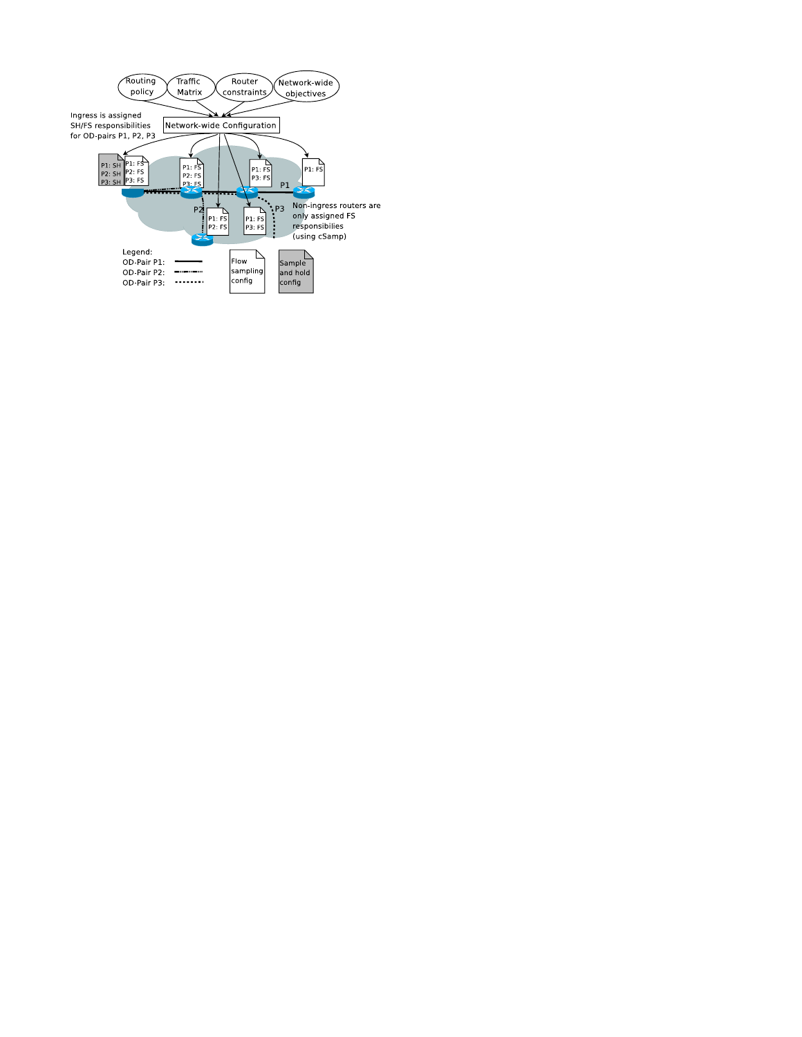Routing policy

Traffic Matrix

Router constraints

Network-wide objectives

Network-wide Configuration

Ingress is assigned SH/FS responsibilities for OD-pairs P1, P2, P3

P1: SH
P2: SH
P3: SH

P1: FS
P2: FS
P3: FS

P1: FS
P2: FS
P3: FS

P1: FS
P3: FS

P1: FS

P1

P2

P3

P1: FS
P2: FS

P1: FS
P3: FS

Non-ingress routers are only assigned FS responsibilities (using cSamp)

Legend:
OD-Pair P1:
OD-Pair P2:
OD-Pair P3:

Flow sampling config

Sample and hold config